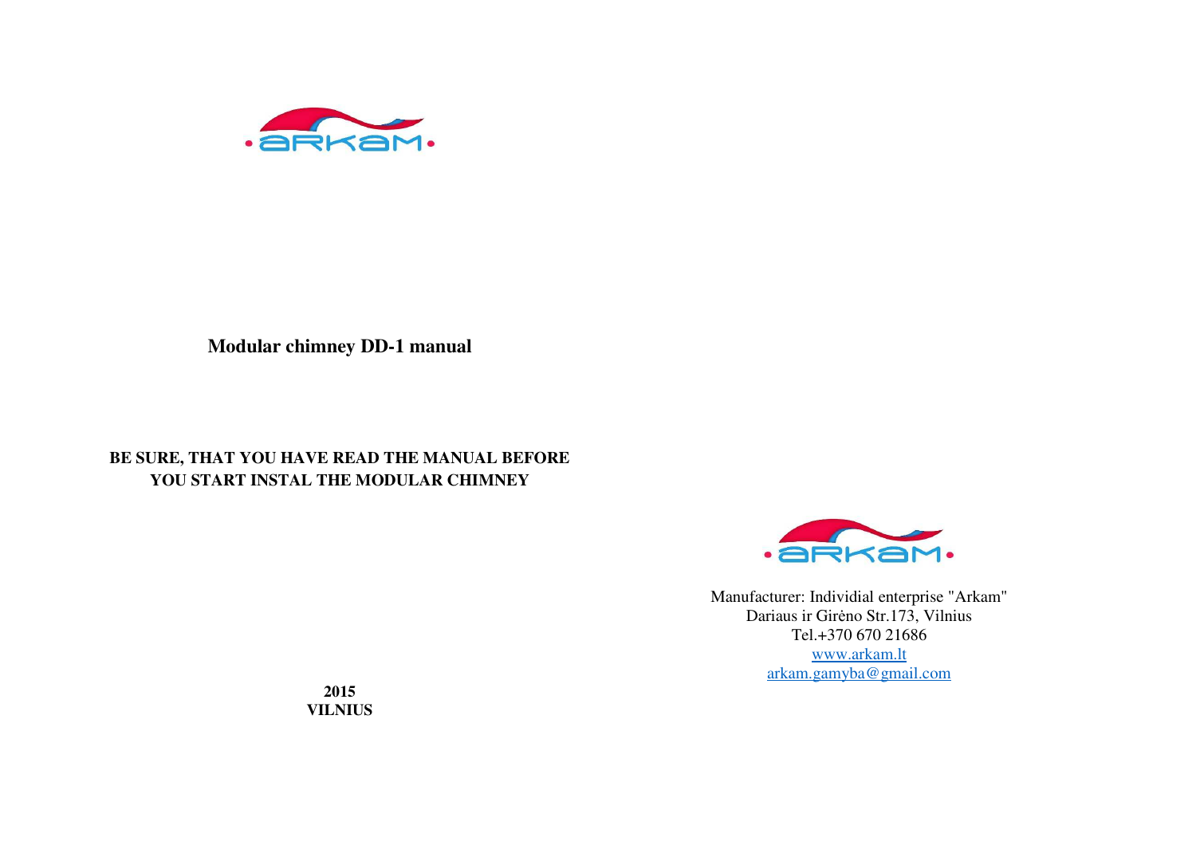# Modular chimney DD-1 manual

**BE SURE, THAT YOU HAVE READ THE MANUAL BEFORE YOU START INSTAL THE MODULAR CHIMNEY**

**2015**
**VILNIUS**

Manufacturer: Individial enterprise "Arkam"
Dariaus ir Girėno Str.173, Vilnius
Tel.+370 670 21686
www.arkam.lt
arkam.gamyba@gmail.com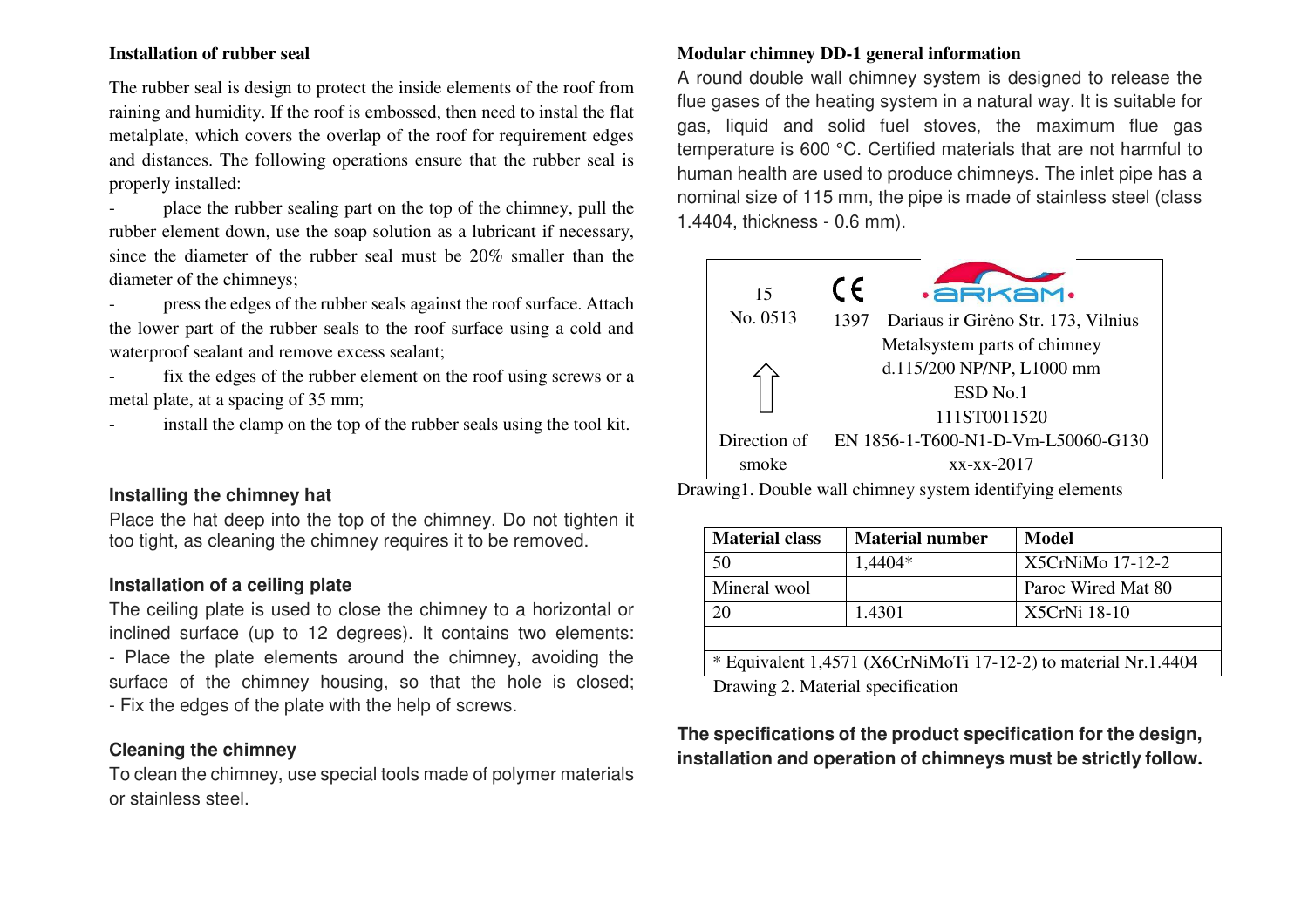## Installation of rubber seal

The rubber seal is design to protect the inside elements of the roof from raining and humidity. If the roof is embossed, then need to instal the flat metalplate, which covers the overlap of the roof for requirement edges and distances. The following operations ensure that the rubber seal is properly installed:

- place the rubber sealing part on the top of the chimney, pull the rubber element down, use the soap solution as a lubricant if necessary, since the diameter of the rubber seal must be 20% smaller than the diameter of the chimneys;
- press the edges of the rubber seals against the roof surface. Attach the lower part of the rubber seals to the roof surface using a cold and waterproof sealant and remove excess sealant;
- fix the edges of the rubber element on the roof using screws or a metal plate, at a spacing of 35 mm;
- install the clamp on the top of the rubber seals using the tool kit.

## Installing the chimney hat

Place the hat deep into the top of the chimney. Do not tighten it too tight, as cleaning the chimney requires it to be removed.

## Installation of a ceiling plate

The ceiling plate is used to close the chimney to a horizontal or inclined surface (up to 12 degrees). It contains two elements:
- Place the plate elements around the chimney, avoiding the surface of the chimney housing, so that the hole is closed;
- Fix the edges of the plate with the help of screws.

## Cleaning the chimney

To clean the chimney, use special tools made of polymer materials or stainless steel.

## Modular chimney DD-1 general information

A round double wall chimney system is designed to release the flue gases of the heating system in a natural way. It is suitable for gas, liquid and solid fuel stoves, the maximum flue gas temperature is 600 °C. Certified materials that are not harmful to human health are used to produce chimneys. The inlet pipe has a nominal size of 115 mm, the pipe is made of stainless steel (class 1.4404, thickness - 0.6 mm).

| | |
|---|---|
| 15<br>No. 0513 | CE ARKAM<br>1397 Dariaus ir Girėno Str. 173, Vilnius<br>Metalsystem parts of chimney<br>d.115/200 NP/NP, L1000 mm<br>ESD No.1<br>111ST0011520 |
| ⇧<br>Direction of smoke | EN 1856-1-T600-N1-D-Vm-L50060-G130<br>xx-xx-2017 |

Drawing1. Double wall chimney system identifying elements

| Material class | Material number | Model |
|---|---|---|
| 50 | 1,4404* | X5CrNiMo 17-12-2 |
| Mineral wool | | Paroc Wired Mat 80 |
| 20 | 1.4301 | X5CrNi 18-10 |
| | | |
| * Equivalent 1,4571 (X6CrNiMoTi 17-12-2) to material Nr.1.4404 | | |

Drawing 2. Material specification

**The specifications of the product specification for the design, installation and operation of chimneys must be strictly follow.**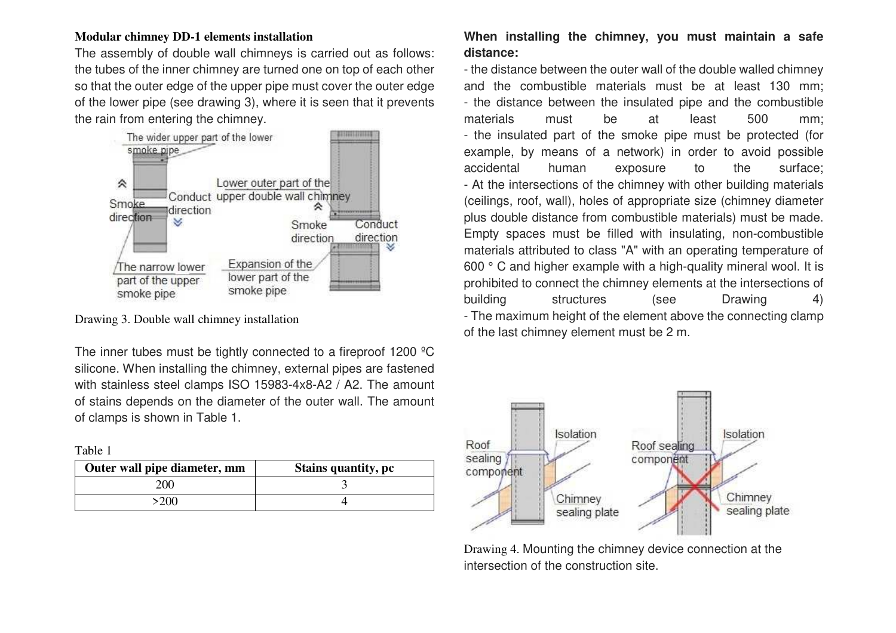**Modular chimney DD-1 elements installation**

The assembly of double wall chimneys is carried out as follows: the tubes of the inner chimney are turned one on top of each other so that the outer edge of the upper pipe must cover the outer edge of the lower pipe (see drawing 3), where it is seen that it prevents the rain from entering the chimney.

Drawing 3. Double wall chimney installation

The inner tubes must be tightly connected to a fireproof 1200 ºC silicone. When installing the chimney, external pipes are fastened with stainless steel clamps ISO 15983-4x8-A2 / A2. The amount of stains depends on the diameter of the outer wall. The amount of clamps is shown in Table 1.

Table 1

| Outer wall pipe diameter, mm | Stains quantity, pc |
|---|---|
| 200 | 3 |
| >200 | 4 |

**When installing the chimney, you must maintain a safe distance:**

- the distance between the outer wall of the double walled chimney and the combustible materials must be at least 130 mm;
- the distance between the insulated pipe and the combustible materials must be at least 500 mm;
- the insulated part of the smoke pipe must be protected (for example, by means of a network) in order to avoid possible accidental human exposure to the surface;
- At the intersections of the chimney with other building materials (ceilings, roof, wall), holes of appropriate size (chimney diameter plus double distance from combustible materials) must be made. Empty spaces must be filled with insulating, non-combustible materials attributed to class "A" with an operating temperature of 600 ° C and higher example with a high-quality mineral wool. It is prohibited to connect the chimney elements at the intersections of building structures (see Drawing 4)
- The maximum height of the element above the connecting clamp of the last chimney element must be 2 m.

Drawing 4. Mounting the chimney device connection at the intersection of the construction site.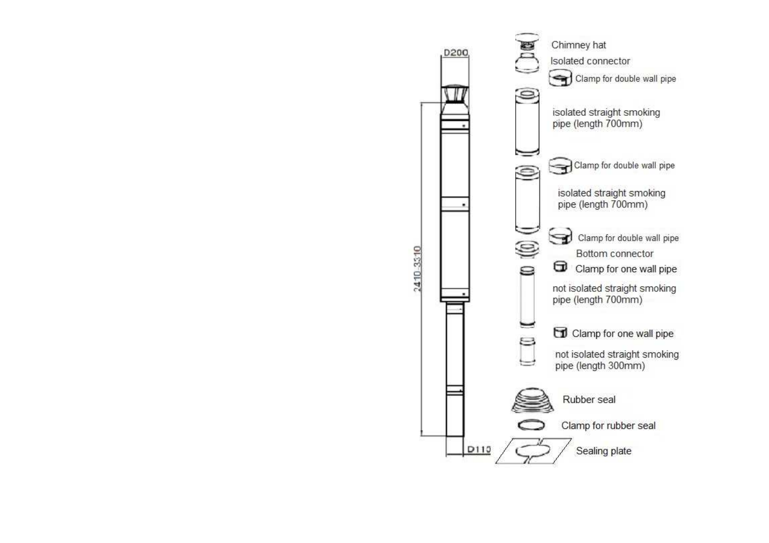D200

2410-3310

D110

Chimney hat

Isolated connector

Clamp for double wall pipe

isolated straight smoking pipe (length 700mm)

Clamp for double wall pipe

isolated straight smoking pipe (length 700mm)

Clamp for double wall pipe

Bottom connector

Clamp for one wall pipe

not isolated straight smoking pipe (length 700mm)

Clamp for one wall pipe

not isolated straight smoking pipe (length 300mm)

Rubber seal

Clamp for rubber seal

Sealing plate